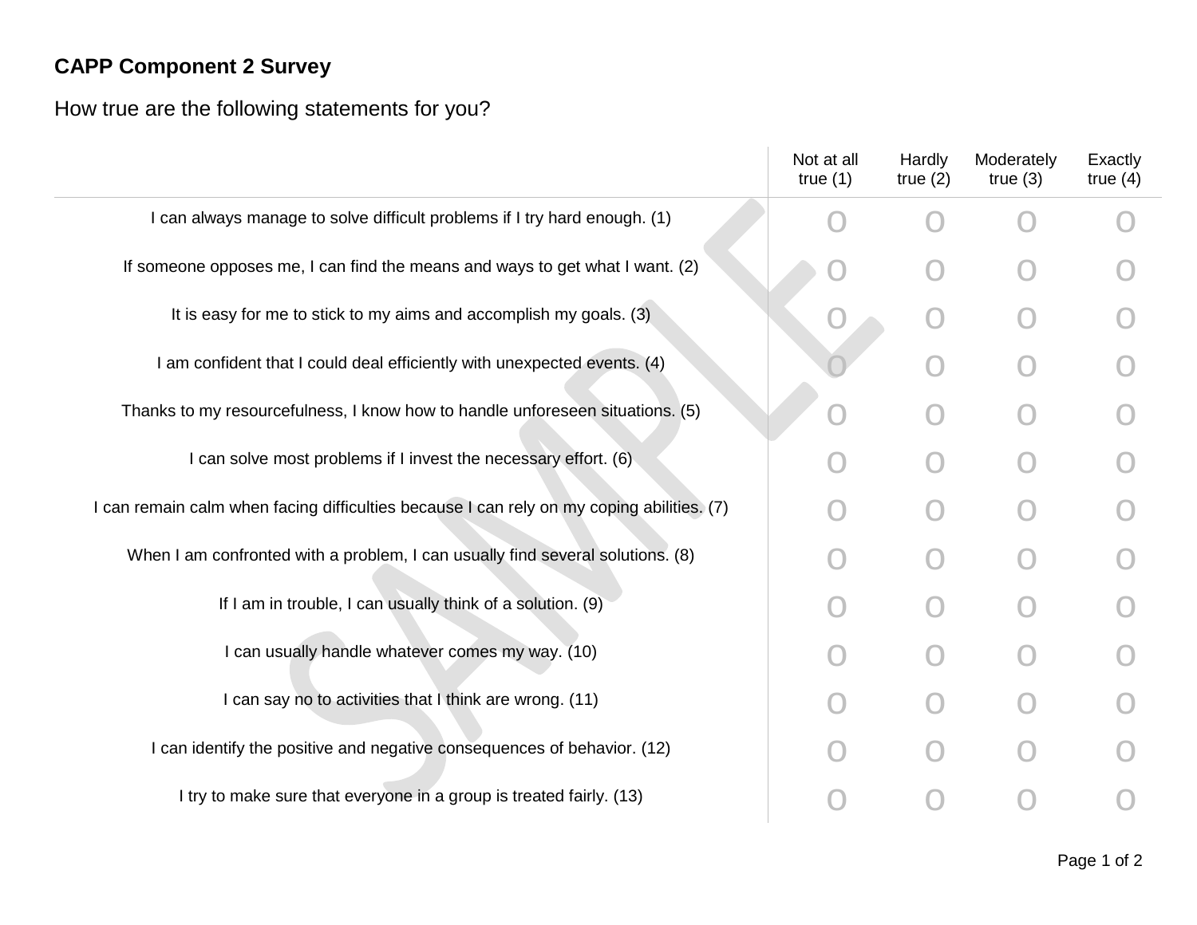**CAPP Component 2 Survey**

How true are the following statements for you?

| | Not at all true (1) | Hardly true (2) | Moderately true (3) | Exactly true (4) |
|---|---|---|---|---|
| I can always manage to solve difficult problems if I try hard enough. (1) | O | O | O | O |
| If someone opposes me, I can find the means and ways to get what I want. (2) | O | O | O | O |
| It is easy for me to stick to my aims and accomplish my goals. (3) | O | O | O | O |
| I am confident that I could deal efficiently with unexpected events. (4) | O | O | O | O |
| Thanks to my resourcefulness, I know how to handle unforeseen situations. (5) | O | O | O | O |
| I can solve most problems if I invest the necessary effort. (6) | O | O | O | O |
| I can remain calm when facing difficulties because I can rely on my coping abilities. (7) | O | O | O | O |
| When I am confronted with a problem, I can usually find several solutions. (8) | O | O | O | O |
| If I am in trouble, I can usually think of a solution. (9) | O | O | O | O |
| I can usually handle whatever comes my way. (10) | O | O | O | O |
| I can say no to activities that I think are wrong. (11) | O | O | O | O |
| I can identify the positive and negative consequences of behavior. (12) | O | O | O | O |
| I try to make sure that everyone in a group is treated fairly. (13) | O | O | O | O |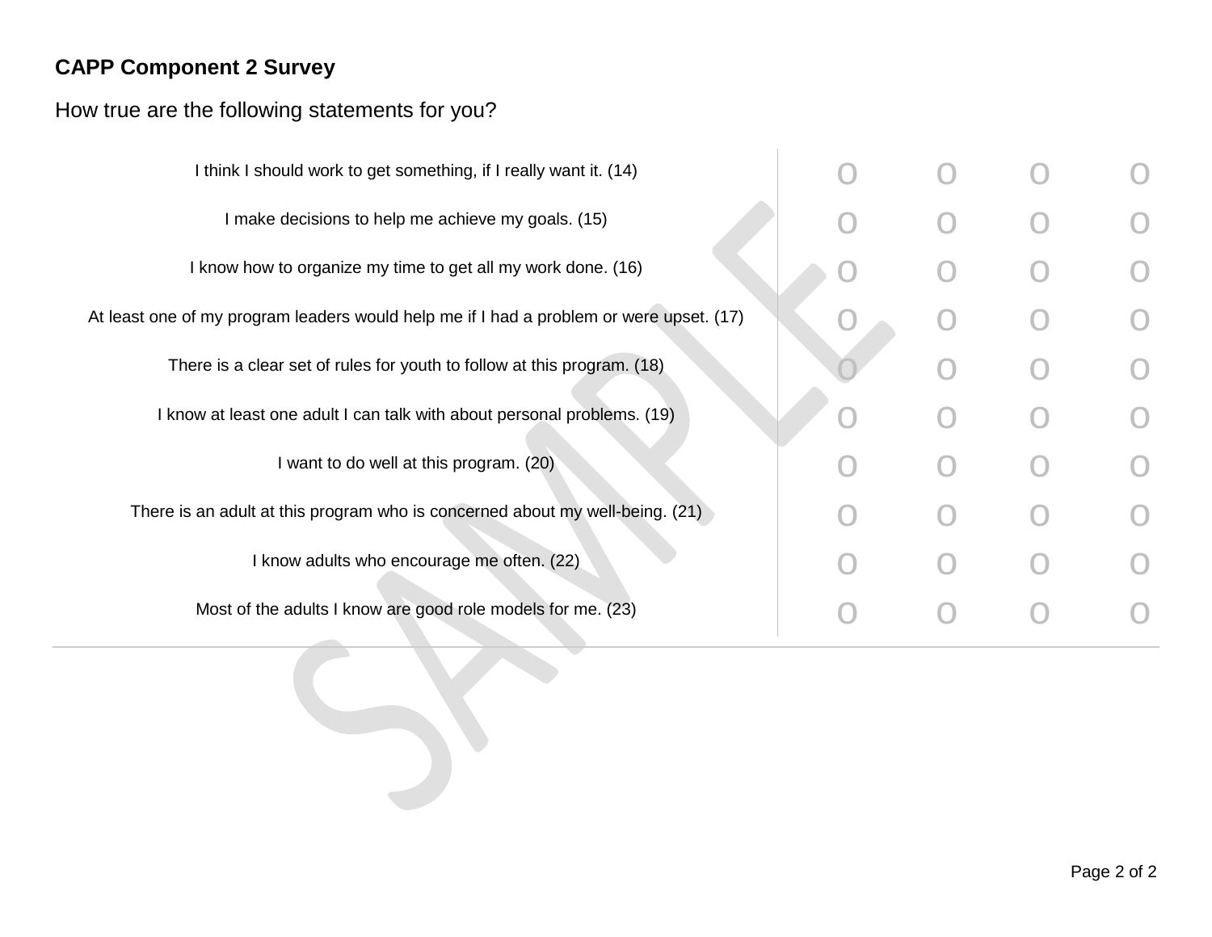**CAPP Component 2 Survey**

How true are the following statements for you?

| | | | | |
|---|---|---|---|---|
| I think I should work to get something, if I really want it. (14) | O | O | O | O |
| I make decisions to help me achieve my goals. (15) | O | O | O | O |
| I know how to organize my time to get all my work done. (16) | O | O | O | O |
| At least one of my program leaders would help me if I had a problem or were upset. (17) | O | O | O | O |
| There is a clear set of rules for youth to follow at this program. (18) | O | O | O | O |
| I know at least one adult I can talk with about personal problems. (19) | O | O | O | O |
| I want to do well at this program. (20) | O | O | O | O |
| There is an adult at this program who is concerned about my well-being. (21) | O | O | O | O |
| I know adults who encourage me often. (22) | O | O | O | O |
| Most of the adults I know are good role models for me. (23) | O | O | O | O |

SAMPLE